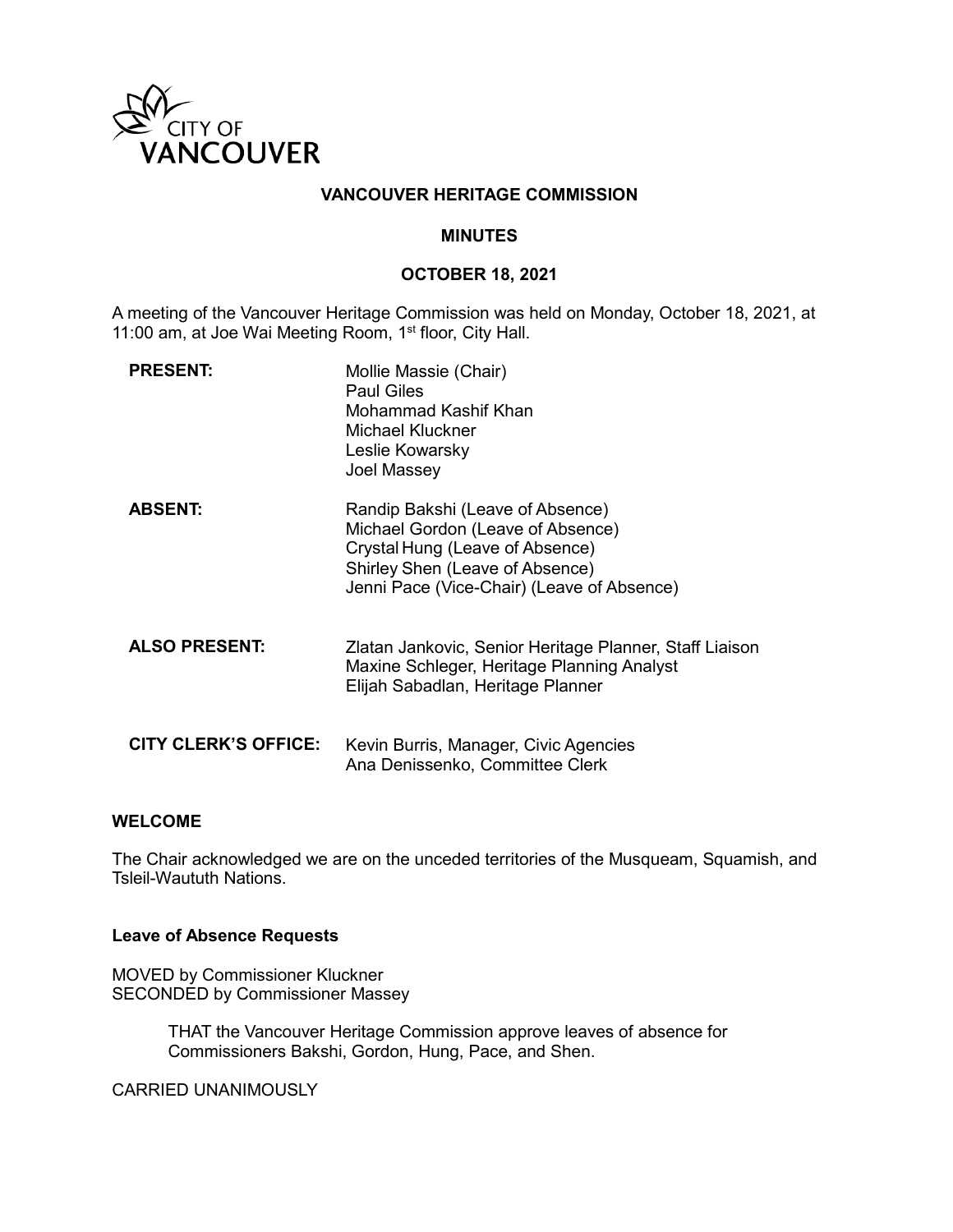CITY OF VANCOUVER

# VANCOUVER HERITAGE COMMISSION

## MINUTES

## OCTOBER 18, 2021

A meeting of the Vancouver Heritage Commission was held on Monday, October 18, 2021, at 11:00 am, at Joe Wai Meeting Room, 1st floor, City Hall.

| | |
|---|---|
| **PRESENT:** | Mollie Massie (Chair)<br>Paul Giles<br>Mohammad Kashif Khan<br>Michael Kluckner<br>Leslie Kowarsky<br>Joel Massey |
| **ABSENT:** | Randip Bakshi (Leave of Absence)<br>Michael Gordon (Leave of Absence)<br>Crystal Hung (Leave of Absence)<br>Shirley Shen (Leave of Absence)<br>Jenni Pace (Vice-Chair) (Leave of Absence) |
| **ALSO PRESENT:** | Zlatan Jankovic, Senior Heritage Planner, Staff Liaison<br>Maxine Schleger, Heritage Planning Analyst<br>Elijah Sabadlan, Heritage Planner |
| **CITY CLERK'S OFFICE:** | Kevin Burris, Manager, Civic Agencies<br>Ana Denissenko, Committee Clerk |

### WELCOME

The Chair acknowledged we are on the unceded territories of the Musqueam, Squamish, and Tsleil-Waututh Nations.

### Leave of Absence Requests

MOVED by Commissioner Kluckner
SECONDED by Commissioner Massey

> THAT the Vancouver Heritage Commission approve leaves of absence for Commissioners Bakshi, Gordon, Hung, Pace, and Shen.

CARRIED UNANIMOUSLY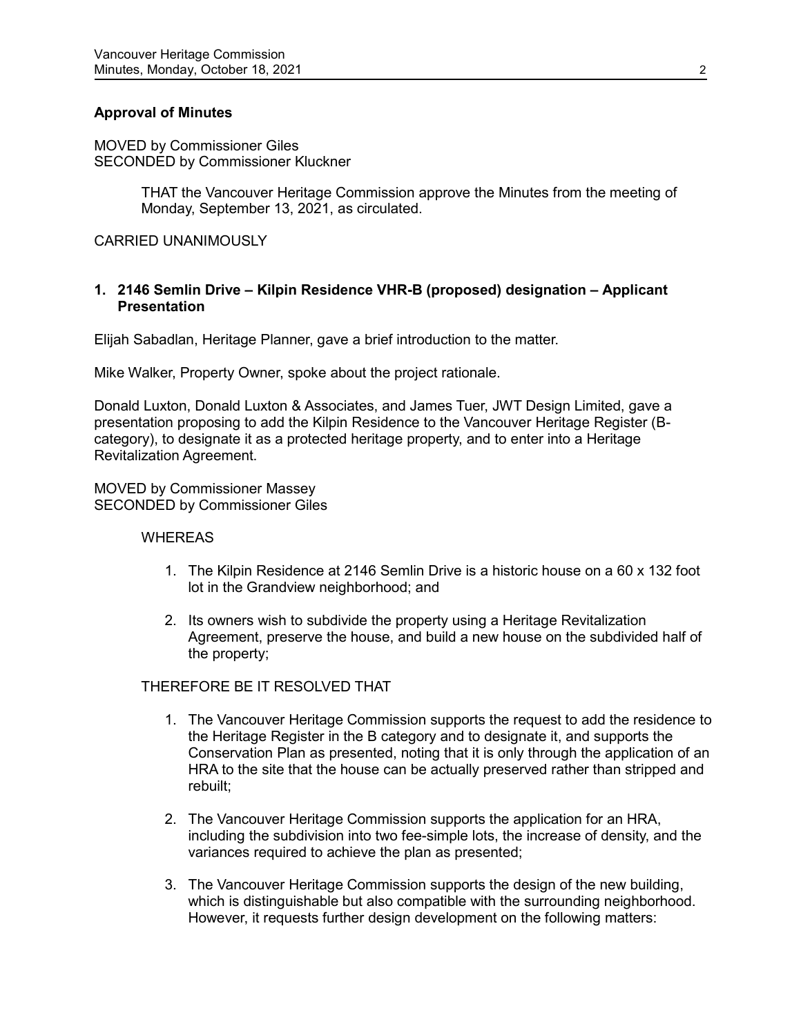**Approval of Minutes**

MOVED by Commissioner Giles
SECONDED by Commissioner Kluckner

> THAT the Vancouver Heritage Commission approve the Minutes from the meeting of Monday, September 13, 2021, as circulated.

CARRIED UNANIMOUSLY

**1. 2146 Semlin Drive – Kilpin Residence VHR-B (proposed) designation – Applicant Presentation**

Elijah Sabadlan, Heritage Planner, gave a brief introduction to the matter.

Mike Walker, Property Owner, spoke about the project rationale.

Donald Luxton, Donald Luxton & Associates, and James Tuer, JWT Design Limited, gave a presentation proposing to add the Kilpin Residence to the Vancouver Heritage Register (B-category), to designate it as a protected heritage property, and to enter into a Heritage Revitalization Agreement.

MOVED by Commissioner Massey
SECONDED by Commissioner Giles

WHEREAS

1. The Kilpin Residence at 2146 Semlin Drive is a historic house on a 60 x 132 foot lot in the Grandview neighborhood; and
2. Its owners wish to subdivide the property using a Heritage Revitalization Agreement, preserve the house, and build a new house on the subdivided half of the property;

THEREFORE BE IT RESOLVED THAT

1. The Vancouver Heritage Commission supports the request to add the residence to the Heritage Register in the B category and to designate it, and supports the Conservation Plan as presented, noting that it is only through the application of an HRA to the site that the house can be actually preserved rather than stripped and rebuilt;
2. The Vancouver Heritage Commission supports the application for an HRA, including the subdivision into two fee-simple lots, the increase of density, and the variances required to achieve the plan as presented;
3. The Vancouver Heritage Commission supports the design of the new building, which is distinguishable but also compatible with the surrounding neighborhood. However, it requests further design development on the following matters: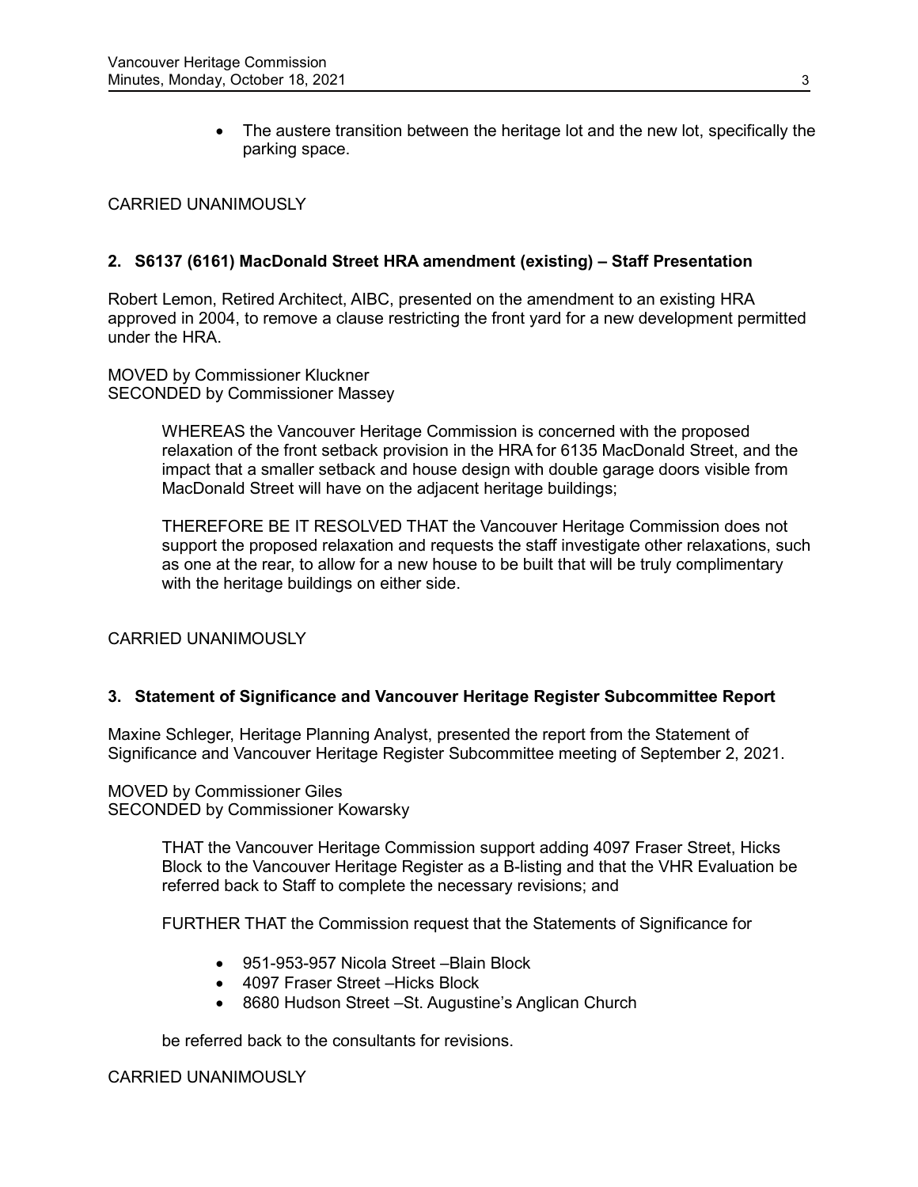- The austere transition between the heritage lot and the new lot, specifically the parking space.

CARRIED UNANIMOUSLY

**2. S6137 (6161) MacDonald Street HRA amendment (existing) – Staff Presentation**

Robert Lemon, Retired Architect, AIBC, presented on the amendment to an existing HRA approved in 2004, to remove a clause restricting the front yard for a new development permitted under the HRA.

MOVED by Commissioner Kluckner
SECONDED by Commissioner Massey

> WHEREAS the Vancouver Heritage Commission is concerned with the proposed relaxation of the front setback provision in the HRA for 6135 MacDonald Street, and the impact that a smaller setback and house design with double garage doors visible from MacDonald Street will have on the adjacent heritage buildings;
>
> THEREFORE BE IT RESOLVED THAT the Vancouver Heritage Commission does not support the proposed relaxation and requests the staff investigate other relaxations, such as one at the rear, to allow for a new house to be built that will be truly complimentary with the heritage buildings on either side.

CARRIED UNANIMOUSLY

**3. Statement of Significance and Vancouver Heritage Register Subcommittee Report**

Maxine Schleger, Heritage Planning Analyst, presented the report from the Statement of Significance and Vancouver Heritage Register Subcommittee meeting of September 2, 2021.

MOVED by Commissioner Giles
SECONDED by Commissioner Kowarsky

> THAT the Vancouver Heritage Commission support adding 4097 Fraser Street, Hicks Block to the Vancouver Heritage Register as a B-listing and that the VHR Evaluation be referred back to Staff to complete the necessary revisions; and
>
> FURTHER THAT the Commission request that the Statements of Significance for
>
> - 951-953-957 Nicola Street –Blain Block
> - 4097 Fraser Street –Hicks Block
> - 8680 Hudson Street –St. Augustine's Anglican Church
>
> be referred back to the consultants for revisions.

CARRIED UNANIMOUSLY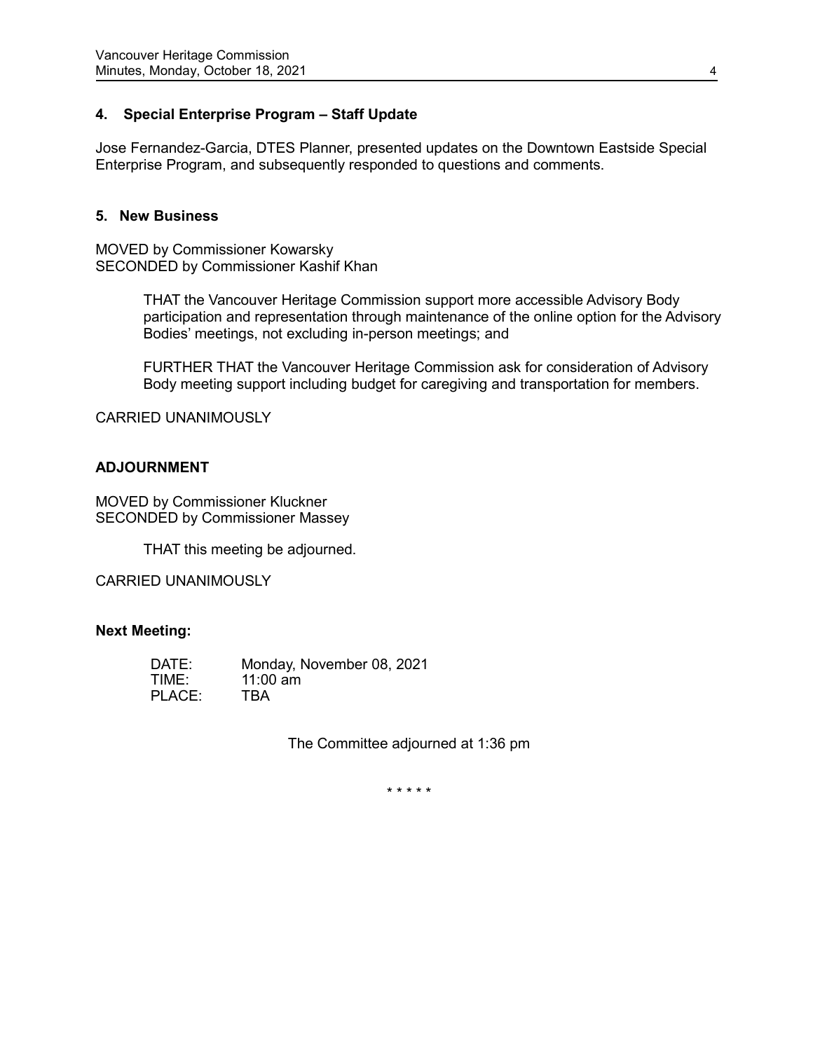## 4. Special Enterprise Program – Staff Update

Jose Fernandez-Garcia, DTES Planner, presented updates on the Downtown Eastside Special Enterprise Program, and subsequently responded to questions and comments.

## 5. New Business

MOVED by Commissioner Kowarsky
SECONDED by Commissioner Kashif Khan

> THAT the Vancouver Heritage Commission support more accessible Advisory Body participation and representation through maintenance of the online option for the Advisory Bodies' meetings, not excluding in-person meetings; and
>
> FURTHER THAT the Vancouver Heritage Commission ask for consideration of Advisory Body meeting support including budget for caregiving and transportation for members.

CARRIED UNANIMOUSLY

## ADJOURNMENT

MOVED by Commissioner Kluckner
SECONDED by Commissioner Massey

> THAT this meeting be adjourned.

CARRIED UNANIMOUSLY

**Next Meeting:**

| | |
|---|---|
| DATE: | Monday, November 08, 2021 |
| TIME: | 11:00 am |
| PLACE: | TBA |

The Committee adjourned at 1:36 pm

\* \* \* \* \*